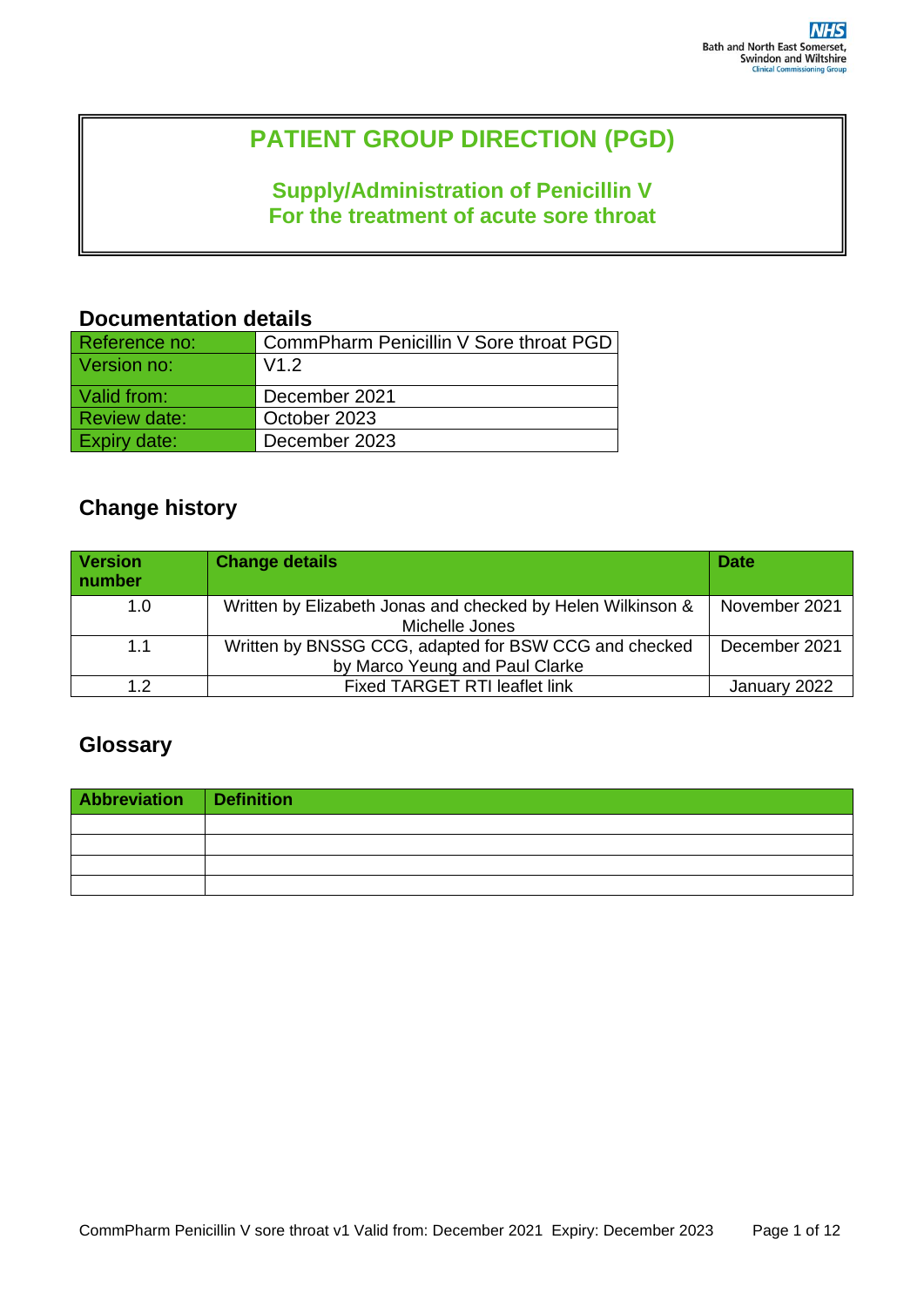# PATIENT GROUP DIRECTION (PGD)

## Supply/Administration of Penicillin V For the treatment of acute sore throat

## Documentation details

| Reference no: | CommPharm Penicillin V Sore throat PGD |
|---|---|
| Version no: | V1.2 |
| Valid from: | December 2021 |
| Review date: | October 2023 |
| Expiry date: | December 2023 |

## Change history

| Version number | Change details | Date |
|---|---|---|
| 1.0 | Written by Elizabeth Jonas and checked by Helen Wilkinson & Michelle Jones | November 2021 |
| 1.1 | Written by BNSSG CCG, adapted for BSW CCG and checked by Marco Yeung and Paul Clarke | December 2021 |
| 1.2 | Fixed TARGET RTI leaflet link | January 2022 |

## Glossary

| Abbreviation | Definition |
|---|---|
| | |
| | |
| | |
| | |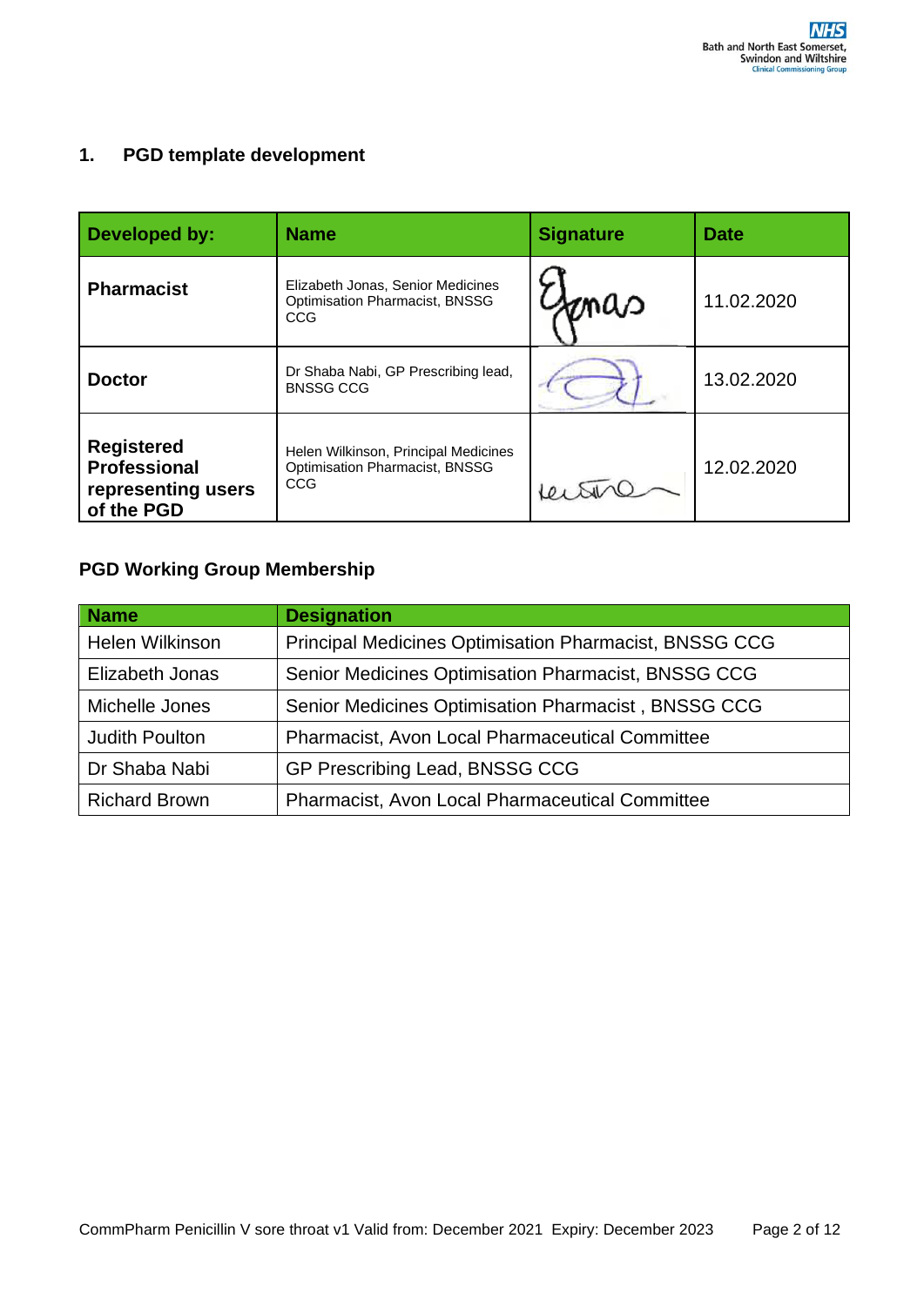## 1. PGD template development

| Developed by: | Name | Signature | Date |
|---|---|---|---|
| **Pharmacist** | Elizabeth Jonas, Senior Medicines Optimisation Pharmacist, BNSSG CCG | | 11.02.2020 |
| **Doctor** | Dr Shaba Nabi, GP Prescribing lead, BNSSG CCG | | 13.02.2020 |
| **Registered Professional representing users of the PGD** | Helen Wilkinson, Principal Medicines Optimisation Pharmacist, BNSSG CCG | | 12.02.2020 |

### PGD Working Group Membership

| Name | Designation |
|---|---|
| Helen Wilkinson | Principal Medicines Optimisation Pharmacist, BNSSG CCG |
| Elizabeth Jonas | Senior Medicines Optimisation Pharmacist, BNSSG CCG |
| Michelle Jones | Senior Medicines Optimisation Pharmacist , BNSSG CCG |
| Judith Poulton | Pharmacist, Avon Local Pharmaceutical Committee |
| Dr Shaba Nabi | GP Prescribing Lead, BNSSG CCG |
| Richard Brown | Pharmacist, Avon Local Pharmaceutical Committee |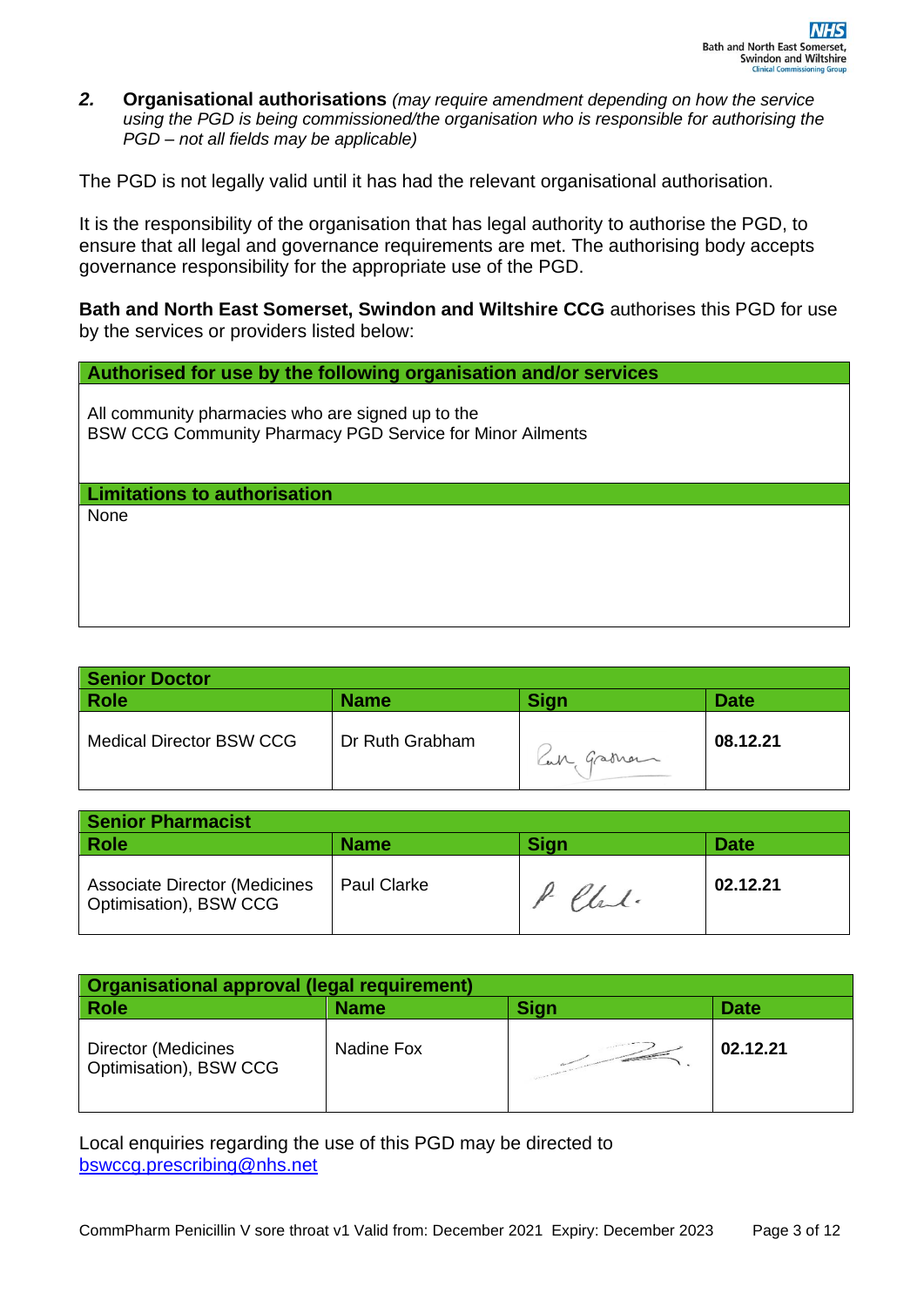## 2. Organisational authorisations *(may require amendment depending on how the service using the PGD is being commissioned/the organisation who is responsible for authorising the PGD – not all fields may be applicable)*

The PGD is not legally valid until it has had the relevant organisational authorisation.

It is the responsibility of the organisation that has legal authority to authorise the PGD, to ensure that all legal and governance requirements are met. The authorising body accepts governance responsibility for the appropriate use of the PGD.

**Bath and North East Somerset, Swindon and Wiltshire CCG** authorises this PGD for use by the services or providers listed below:

| **Authorised for use by the following organisation and/or services** |
|---|
| All community pharmacies who are signed up to the BSW CCG Community Pharmacy PGD Service for Minor Ailments |
| **Limitations to authorisation** |
| None |

| **Senior Doctor** | | | |
|---|---|---|---|
| **Role** | **Name** | **Sign** | **Date** |
| Medical Director BSW CCG | Dr Ruth Grabham | Ruth Grabham | **08.12.21** |

| **Senior Pharmacist** | | | |
|---|---|---|---|
| **Role** | **Name** | **Sign** | **Date** |
| Associate Director (Medicines Optimisation), BSW CCG | Paul Clarke | P Clarke | **02.12.21** |

| **Organisational approval (legal requirement)** | | | |
|---|---|---|---|
| **Role** | **Name** | **Sign** | **Date** |
| Director (Medicines Optimisation), BSW CCG | Nadine Fox | | **02.12.21** |

Local enquiries regarding the use of this PGD may be directed to bswccg.prescribing@nhs.net

CommPharm Penicillin V sore throat v1 Valid from: December 2021 Expiry: December 2023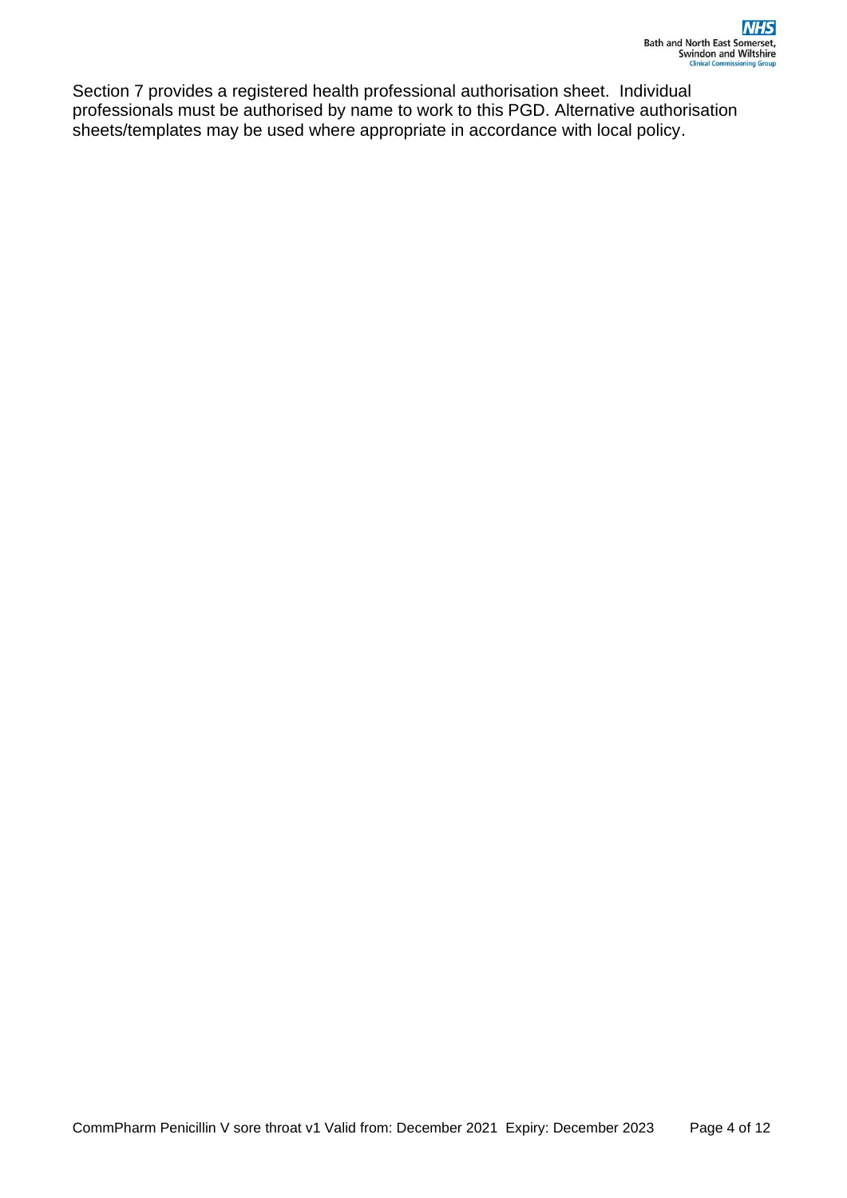Section 7 provides a registered health professional authorisation sheet. Individual professionals must be authorised by name to work to this PGD. Alternative authorisation sheets/templates may be used where appropriate in accordance with local policy.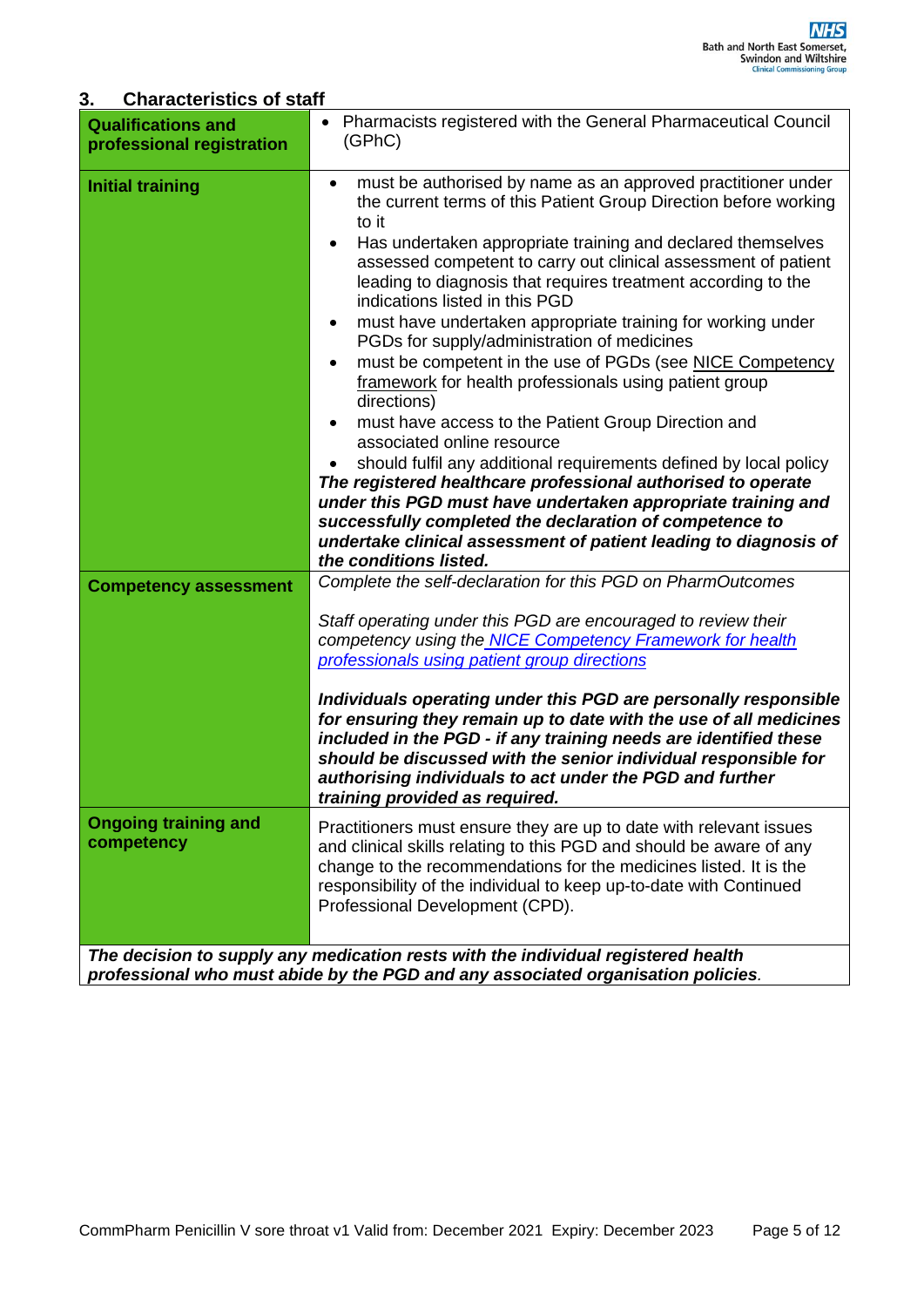## 3. Characteristics of staff

| **Qualifications and professional registration** | • Pharmacists registered with the General Pharmaceutical Council (GPhC) |
|---|---|
| **Initial training** | • must be authorised by name as an approved practitioner under the current terms of this Patient Group Direction before working to it<br>• Has undertaken appropriate training and declared themselves assessed competent to carry out clinical assessment of patient leading to diagnosis that requires treatment according to the indications listed in this PGD<br>• must have undertaken appropriate training for working under PGDs for supply/administration of medicines<br>• must be competent in the use of PGDs (see NICE Competency framework for health professionals using patient group directions)<br>• must have access to the Patient Group Direction and associated online resource<br>• should fulfil any additional requirements defined by local policy<br>***The registered healthcare professional authorised to operate under this PGD must have undertaken appropriate training and successfully completed the declaration of competence to undertake clinical assessment of patient leading to diagnosis of the conditions listed.*** |
| **Competency assessment** | *Complete the self-declaration for this PGD on PharmOutcomes*<br><br>*Staff operating under this PGD are encouraged to review their competency using the NICE Competency Framework for health professionals using patient group directions*<br><br>***Individuals operating under this PGD are personally responsible for ensuring they remain up to date with the use of all medicines included in the PGD - if any training needs are identified these should be discussed with the senior individual responsible for authorising individuals to act under the PGD and further training provided as required.*** |
| **Ongoing training and competency** | Practitioners must ensure they are up to date with relevant issues and clinical skills relating to this PGD and should be aware of any change to the recommendations for the medicines listed. It is the responsibility of the individual to keep up-to-date with Continued Professional Development (CPD). |

***The decision to supply any medication rests with the individual registered health professional who must abide by the PGD and any associated organisation policies.***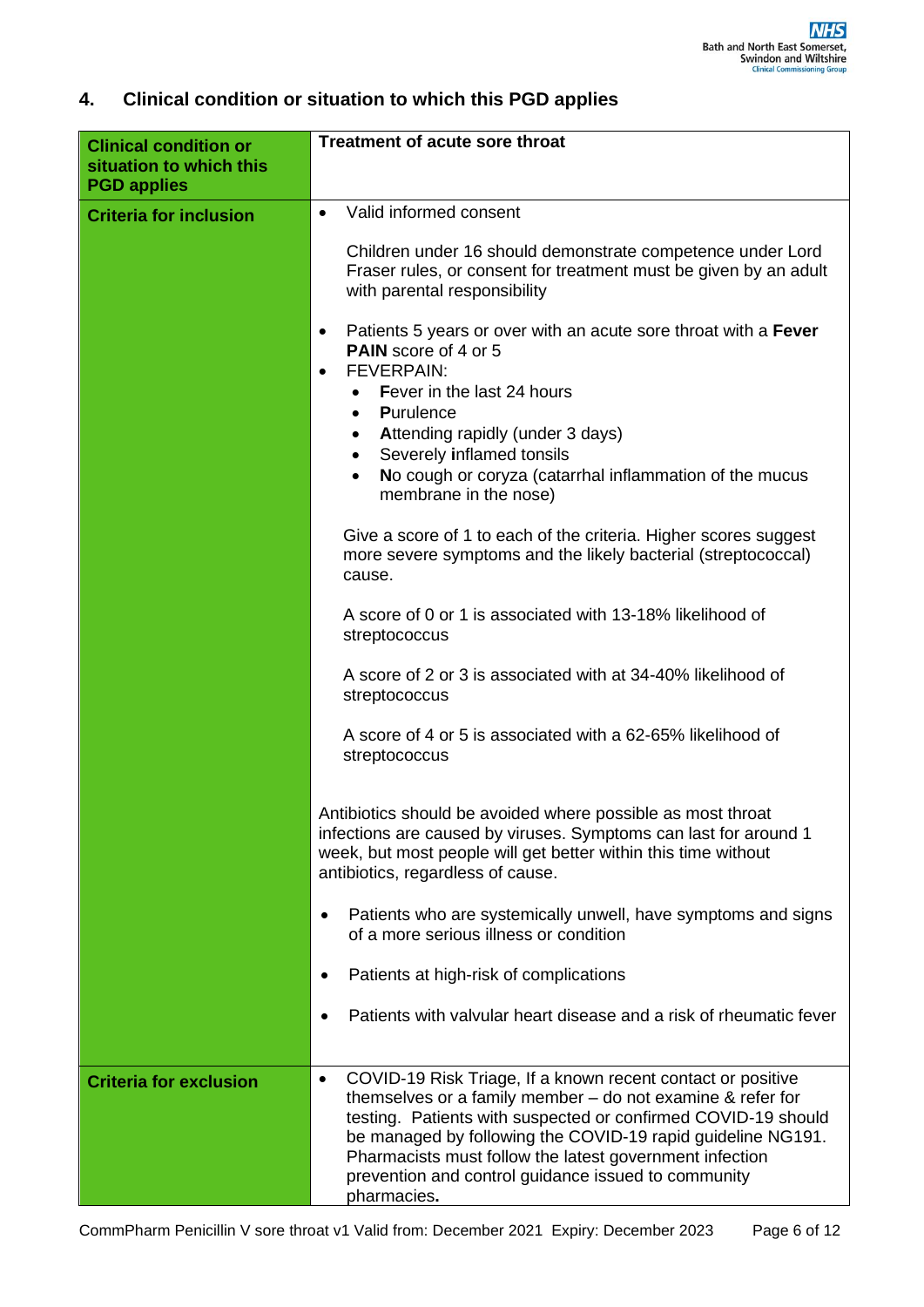## 4. Clinical condition or situation to which this PGD applies

| **Clinical condition or situation to which this PGD applies** | **Treatment of acute sore throat** |
|---|---|
| **Criteria for inclusion** | • Valid informed consent<br><br>Children under 16 should demonstrate competence under Lord Fraser rules, or consent for treatment must be given by an adult with parental responsibility<br><br>• Patients 5 years or over with an acute sore throat with a **Fever PAIN** score of 4 or 5<br>• FEVERPAIN:<br>  • **F**ever in the last 24 hours<br>  • **P**urulence<br>  • **A**ttending rapidly (under 3 days)<br>  • Severely **i**nflamed tonsils<br>  • **N**o cough or coryza (catarrhal inflammation of the mucus membrane in the nose)<br><br>Give a score of 1 to each of the criteria. Higher scores suggest more severe symptoms and the likely bacterial (streptococcal) cause.<br><br>A score of 0 or 1 is associated with 13-18% likelihood of streptococcus<br><br>A score of 2 or 3 is associated with at 34-40% likelihood of streptococcus<br><br>A score of 4 or 5 is associated with a 62-65% likelihood of streptococcus<br><br>Antibiotics should be avoided where possible as most throat infections are caused by viruses. Symptoms can last for around 1 week, but most people will get better within this time without antibiotics, regardless of cause.<br><br>• Patients who are systemically unwell, have symptoms and signs of a more serious illness or condition<br><br>• Patients at high-risk of complications<br><br>• Patients with valvular heart disease and a risk of rheumatic fever |
| **Criteria for exclusion** | • COVID-19 Risk Triage, If a known recent contact or positive themselves or a family member – do not examine & refer for testing. Patients with suspected or confirmed COVID-19 should be managed by following the COVID-19 rapid guideline NG191. Pharmacists must follow the latest government infection prevention and control guidance issued to community pharmacies. |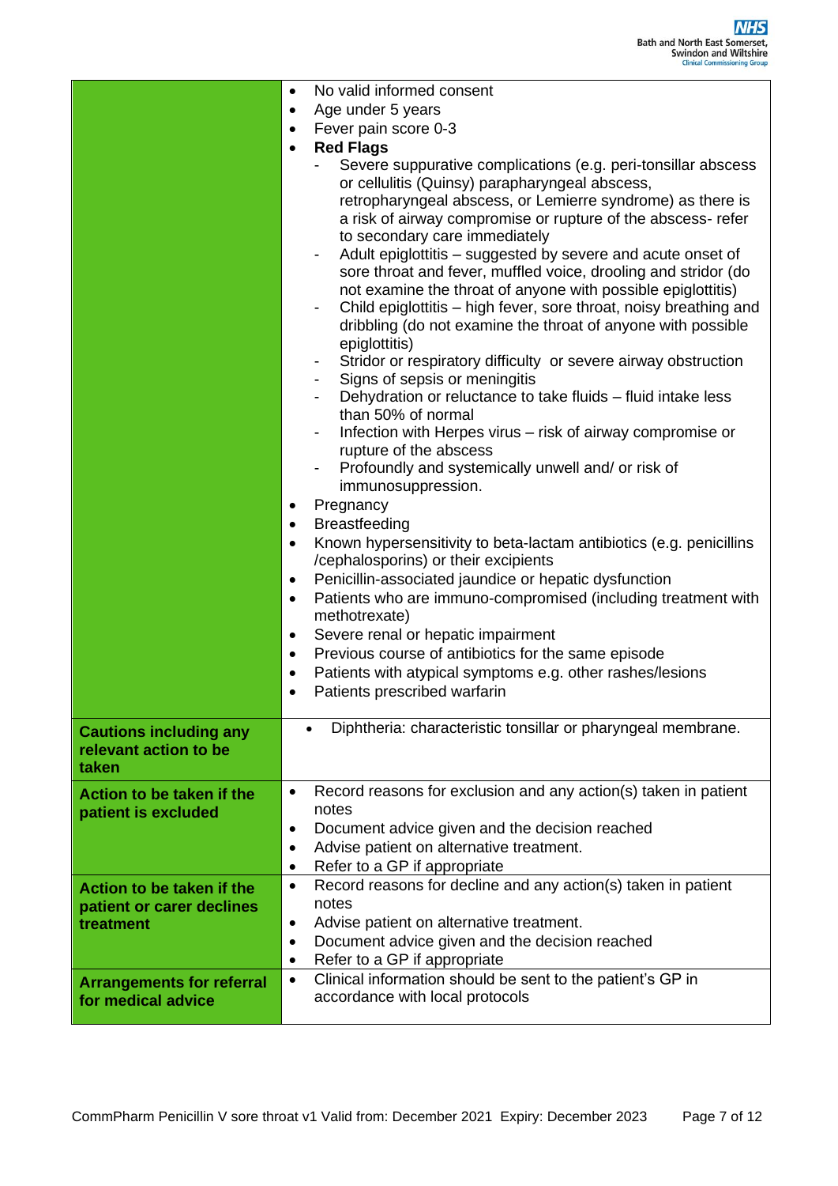| | |
|---|---|
| | <ul><li>No valid informed consent</li><li>Age under 5 years</li><li>Fever pain score 0-3</li><li>**Red Flags**<br>- Severe suppurative complications (e.g. peri-tonsillar abscess or cellulitis (Quinsy) parapharyngeal abscess, retropharyngeal abscess, or Lemierre syndrome) as there is a risk of airway compromise or rupture of the abscess- refer to secondary care immediately<br>- Adult epiglottitis – suggested by severe and acute onset of sore throat and fever, muffled voice, drooling and stridor (do not examine the throat of anyone with possible epiglottitis)<br>- Child epiglottitis – high fever, sore throat, noisy breathing and dribbling (do not examine the throat of anyone with possible epiglottitis)<br>- Stridor or respiratory difficulty or severe airway obstruction<br>- Signs of sepsis or meningitis<br>- Dehydration or reluctance to take fluids – fluid intake less than 50% of normal<br>- Infection with Herpes virus – risk of airway compromise or rupture of the abscess<br>- Profoundly and systemically unwell and/ or risk of immunosuppression.</li><li>Pregnancy</li><li>Breastfeeding</li><li>Known hypersensitivity to beta-lactam antibiotics (e.g. penicillins /cephalosporins) or their excipients</li><li>Penicillin-associated jaundice or hepatic dysfunction</li><li>Patients who are immuno-compromised (including treatment with methotrexate)</li><li>Severe renal or hepatic impairment</li><li>Previous course of antibiotics for the same episode</li><li>Patients with atypical symptoms e.g. other rashes/lesions</li><li>Patients prescribed warfarin</li></ul> |
| **Cautions including any relevant action to be taken** | <ul><li>Diphtheria: characteristic tonsillar or pharyngeal membrane.</li></ul> |
| **Action to be taken if the patient is excluded** | <ul><li>Record reasons for exclusion and any action(s) taken in patient notes</li><li>Document advice given and the decision reached</li><li>Advise patient on alternative treatment.</li><li>Refer to a GP if appropriate</li></ul> |
| **Action to be taken if the patient or carer declines treatment** | <ul><li>Record reasons for decline and any action(s) taken in patient notes</li><li>Advise patient on alternative treatment.</li><li>Document advice given and the decision reached</li><li>Refer to a GP if appropriate</li></ul> |
| **Arrangements for referral for medical advice** | <ul><li>Clinical information should be sent to the patient's GP in accordance with local protocols</li></ul> |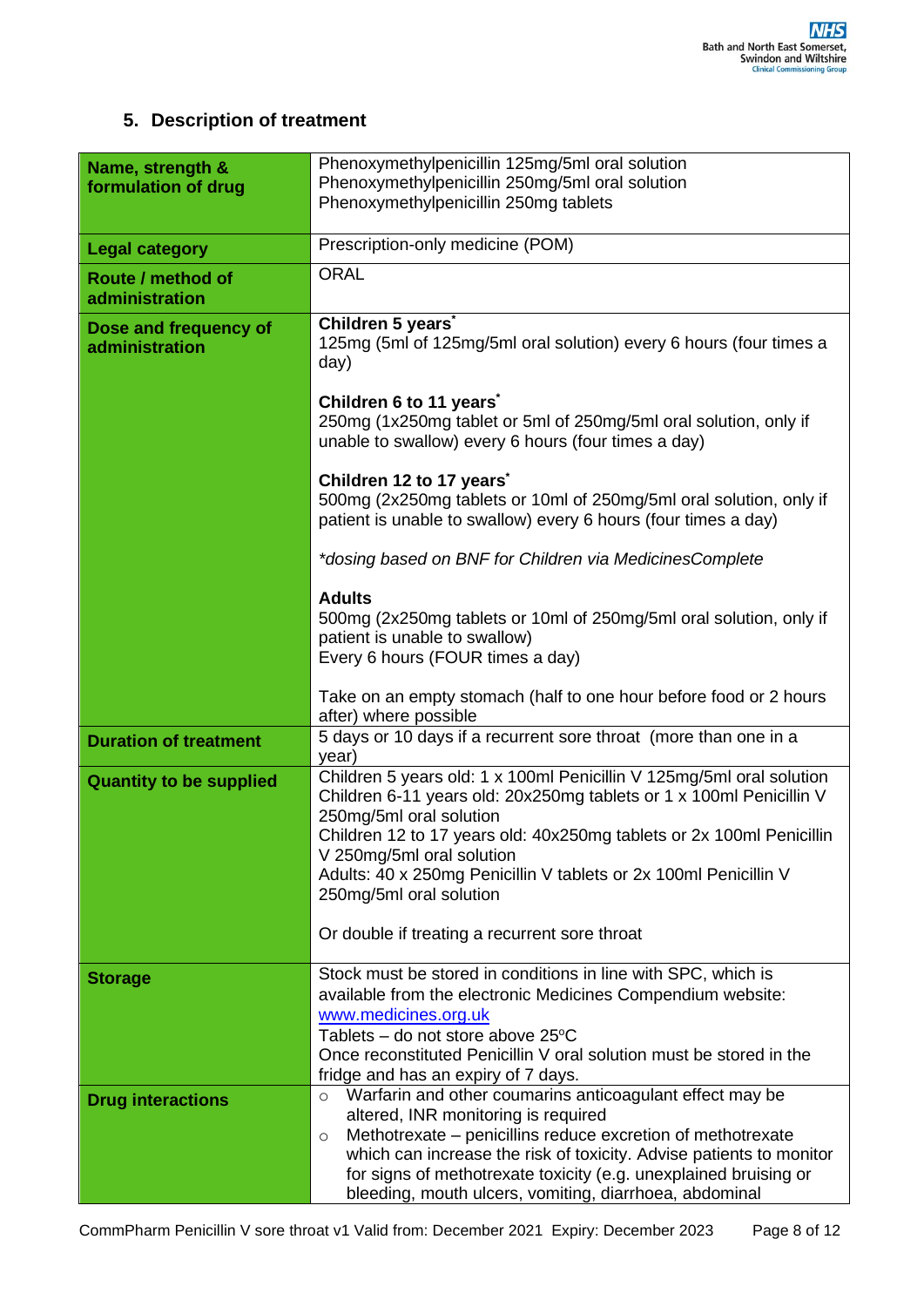## 5. Description of treatment

| Name, strength & formulation of drug | Phenoxymethylpenicillin 125mg/5ml oral solution<br>Phenoxymethylpenicillin 250mg/5ml oral solution<br>Phenoxymethylpenicillin 250mg tablets |
|---|---|
| **Legal category** | Prescription-only medicine (POM) |
| **Route / method of administration** | ORAL |
| **Dose and frequency of administration** | **Children 5 years*** <br>125mg (5ml of 125mg/5ml oral solution) every 6 hours (four times a day)<br><br>**Children 6 to 11 years*** <br>250mg (1x250mg tablet or 5ml of 250mg/5ml oral solution, only if unable to swallow) every 6 hours (four times a day)<br><br>**Children 12 to 17 years*** <br>500mg (2x250mg tablets or 10ml of 250mg/5ml oral solution, only if patient is unable to swallow) every 6 hours (four times a day)<br><br>*\*dosing based on BNF for Children via MedicinesComplete*<br><br>**Adults**<br>500mg (2x250mg tablets or 10ml of 250mg/5ml oral solution, only if patient is unable to swallow)<br>Every 6 hours (FOUR times a day)<br><br>Take on an empty stomach (half to one hour before food or 2 hours after) where possible |
| **Duration of treatment** | 5 days or 10 days if a recurrent sore throat (more than one in a year) |
| **Quantity to be supplied** | Children 5 years old: 1 x 100ml Penicillin V 125mg/5ml oral solution<br>Children 6-11 years old: 20x250mg tablets or 1 x 100ml Penicillin V 250mg/5ml oral solution<br>Children 12 to 17 years old: 40x250mg tablets or 2x 100ml Penicillin V 250mg/5ml oral solution<br>Adults: 40 x 250mg Penicillin V tablets or 2x 100ml Penicillin V 250mg/5ml oral solution<br><br>Or double if treating a recurrent sore throat |
| **Storage** | Stock must be stored in conditions in line with SPC, which is available from the electronic Medicines Compendium website: www.medicines.org.uk<br>Tablets – do not store above 25ºC<br>Once reconstituted Penicillin V oral solution must be stored in the fridge and has an expiry of 7 days. |
| **Drug interactions** | ○ Warfarin and other coumarins anticoagulant effect may be altered, INR monitoring is required<br>○ Methotrexate – penicillins reduce excretion of methotrexate which can increase the risk of toxicity. Advise patients to monitor for signs of methotrexate toxicity (e.g. unexplained bruising or bleeding, mouth ulcers, vomiting, diarrhoea, abdominal |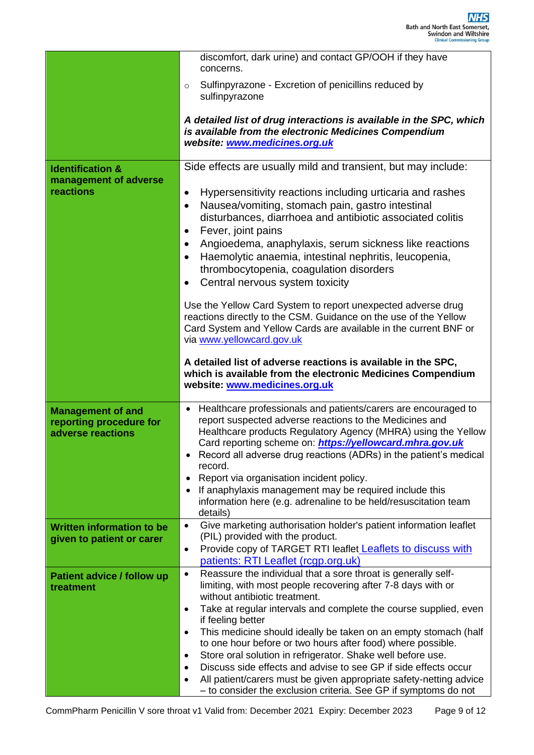| | |
|---|---|
| | discomfort, dark urine) and contact GP/OOH if they have concerns.<br>◦ Sulfinpyrazone - Excretion of penicillins reduced by sulfinpyrazone<br><br>***A detailed list of drug interactions is available in the SPC, which is available from the electronic Medicines Compendium website: [www.medicines.org.uk](http://www.medicines.org.uk)*** |
| **Identification & management of adverse reactions** | Side effects are usually mild and transient, but may include:<br><br>• Hypersensitivity reactions including urticaria and rashes<br>• Nausea/vomiting, stomach pain, gastro intestinal disturbances, diarrhoea and antibiotic associated colitis<br>• Fever, joint pains<br>• Angioedema, anaphylaxis, serum sickness like reactions<br>• Haemolytic anaemia, intestinal nephritis, leucopenia, thrombocytopenia, coagulation disorders<br>• Central nervous system toxicity<br><br>Use the Yellow Card System to report unexpected adverse drug reactions directly to the CSM. Guidance on the use of the Yellow Card System and Yellow Cards are available in the current BNF or via [www.yellowcard.gov.uk](http://www.yellowcard.gov.uk)<br><br>**A detailed list of adverse reactions is available in the SPC, which is available from the electronic Medicines Compendium website: [www.medicines.org.uk](http://www.medicines.org.uk)** |
| **Management of and reporting procedure for adverse reactions** | • Healthcare professionals and patients/carers are encouraged to report suspected adverse reactions to the Medicines and Healthcare products Regulatory Agency (MHRA) using the Yellow Card reporting scheme on: ***[https://yellowcard.mhra.gov.uk](https://yellowcard.mhra.gov.uk)***<br>• Record all adverse drug reactions (ADRs) in the patient's medical record.<br>• Report via organisation incident policy.<br>• If anaphylaxis management may be required include this information here (e.g. adrenaline to be held/resuscitation team details) |
| **Written information to be given to patient or carer** | • Give marketing authorisation holder's patient information leaflet (PIL) provided with the product.<br>• Provide copy of TARGET RTI leaflet [Leaflets to discuss with patients: RTI Leaflet (rcgp.org.uk)](https://rcgp.org.uk) |
| **Patient advice / follow up treatment** | • Reassure the individual that a sore throat is generally self-limiting, with most people recovering after 7-8 days with or without antibiotic treatment.<br>• Take at regular intervals and complete the course supplied, even if feeling better<br>• This medicine should ideally be taken on an empty stomach (half to one hour before or two hours after food) where possible.<br>• Store oral solution in refrigerator. Shake well before use.<br>• Discuss side effects and advise to see GP if side effects occur<br>• All patient/carers must be given appropriate safety-netting advice – to consider the exclusion criteria. See GP if symptoms do not |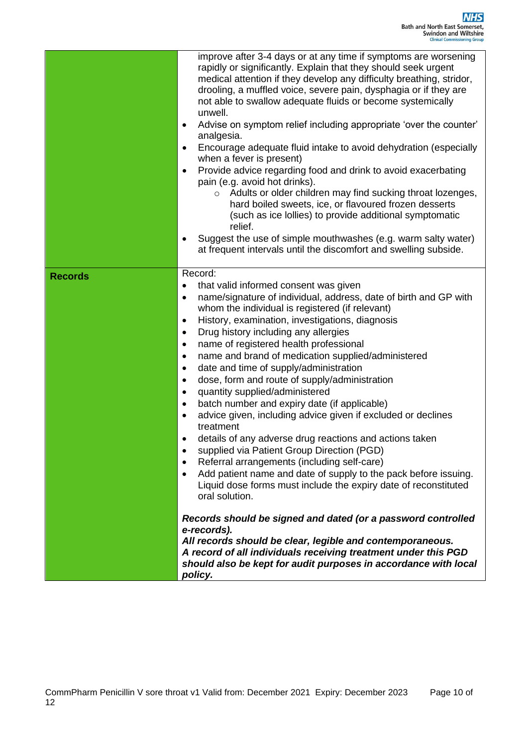| | |
|---|---|
| | improve after 3-4 days or at any time if symptoms are worsening rapidly or significantly. Explain that they should seek urgent medical attention if they develop any difficulty breathing, stridor, drooling, a muffled voice, severe pain, dysphagia or if they are not able to swallow adequate fluids or become systemically unwell.<br>• Advise on symptom relief including appropriate 'over the counter' analgesia.<br>• Encourage adequate fluid intake to avoid dehydration (especially when a fever is present)<br>• Provide advice regarding food and drink to avoid exacerbating pain (e.g. avoid hot drinks).<br>&nbsp;&nbsp;&nbsp;&nbsp;○ Adults or older children may find sucking throat lozenges, hard boiled sweets, ice, or flavoured frozen desserts (such as ice lollies) to provide additional symptomatic relief.<br>• Suggest the use of simple mouthwashes (e.g. warm salty water) at frequent intervals until the discomfort and swelling subside. |
| **Records** | Record:<br>• that valid informed consent was given<br>• name/signature of individual, address, date of birth and GP with whom the individual is registered (if relevant)<br>• History, examination, investigations, diagnosis<br>• Drug history including any allergies<br>• name of registered health professional<br>• name and brand of medication supplied/administered<br>• date and time of supply/administration<br>• dose, form and route of supply/administration<br>• quantity supplied/administered<br>• batch number and expiry date (if applicable)<br>• advice given, including advice given if excluded or declines treatment<br>• details of any adverse drug reactions and actions taken<br>• supplied via Patient Group Direction (PGD)<br>• Referral arrangements (including self-care)<br>• Add patient name and date of supply to the pack before issuing. Liquid dose forms must include the expiry date of reconstituted oral solution.<br><br>***Records should be signed and dated (or a password controlled e-records).***<br>***All records should be clear, legible and contemporaneous.***<br>***A record of all individuals receiving treatment under this PGD should also be kept for audit purposes in accordance with local policy.*** |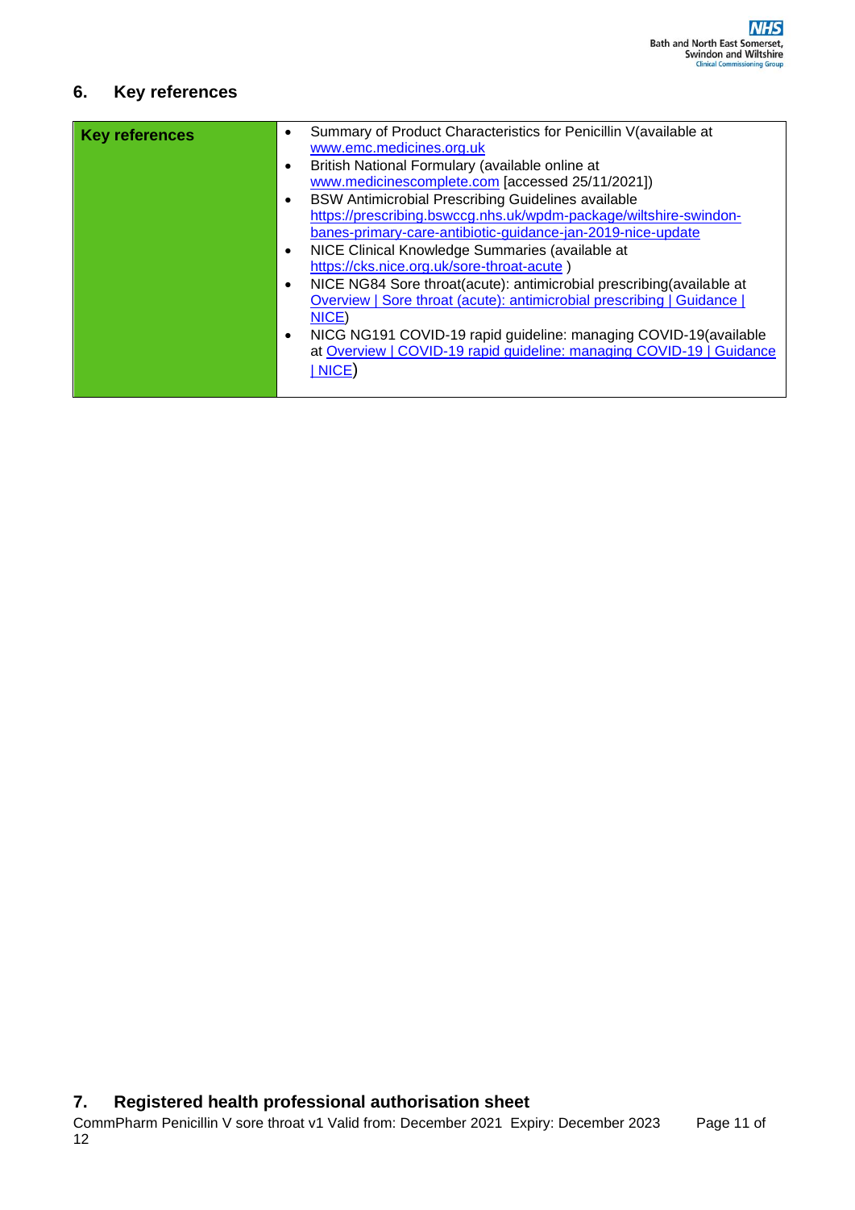## 6. Key references

| Key references | |
|---|---|
| **Key references** | • Summary of Product Characteristics for Penicillin V(available at www.emc.medicines.org.uk<br>• British National Formulary (available online at www.medicinescomplete.com [accessed 25/11/2021])<br>• BSW Antimicrobial Prescribing Guidelines available https://prescribing.bswccg.nhs.uk/wpdm-package/wiltshire-swindon-banes-primary-care-antibiotic-guidance-jan-2019-nice-update<br>• NICE Clinical Knowledge Summaries (available at https://cks.nice.org.uk/sore-throat-acute )<br>• NICE NG84 Sore throat(acute): antimicrobial prescribing(available at Overview \| Sore throat (acute): antimicrobial prescribing \| Guidance \| NICE)<br>• NICG NG191 COVID-19 rapid guideline: managing COVID-19(available at Overview \| COVID-19 rapid guideline: managing COVID-19 \| Guidance \| NICE) |

## 7. Registered health professional authorisation sheet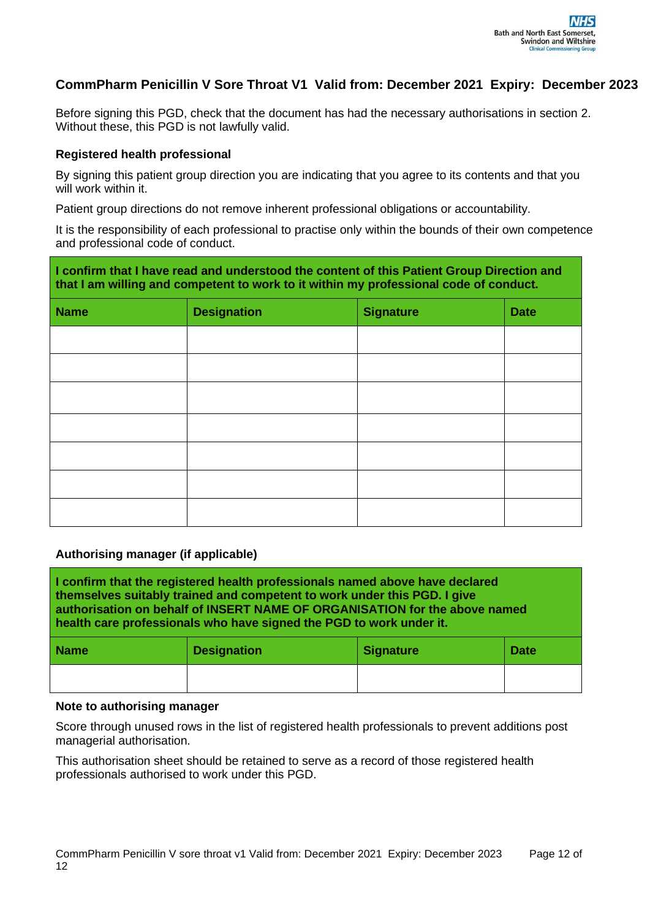**CommPharm Penicillin V Sore Throat V1 Valid from: December 2021 Expiry: December 2023**

Before signing this PGD, check that the document has had the necessary authorisations in section 2. Without these, this PGD is not lawfully valid.

### Registered health professional

By signing this patient group direction you are indicating that you agree to its contents and that you will work within it.

Patient group directions do not remove inherent professional obligations or accountability.

It is the responsibility of each professional to practise only within the bounds of their own competence and professional code of conduct.

**I confirm that I have read and understood the content of this Patient Group Direction and that I am willing and competent to work to it within my professional code of conduct.**

| Name | Designation | Signature | Date |
|---|---|---|---|
| | | | |
| | | | |
| | | | |
| | | | |
| | | | |
| | | | |
| | | | |

### Authorising manager (if applicable)

**I confirm that the registered health professionals named above have declared themselves suitably trained and competent to work under this PGD. I give authorisation on behalf of INSERT NAME OF ORGANISATION for the above named health care professionals who have signed the PGD to work under it.**

| Name | Designation | Signature | Date |
|---|---|---|---|
| | | | |

### Note to authorising manager

Score through unused rows in the list of registered health professionals to prevent additions post managerial authorisation.

This authorisation sheet should be retained to serve as a record of those registered health professionals authorised to work under this PGD.